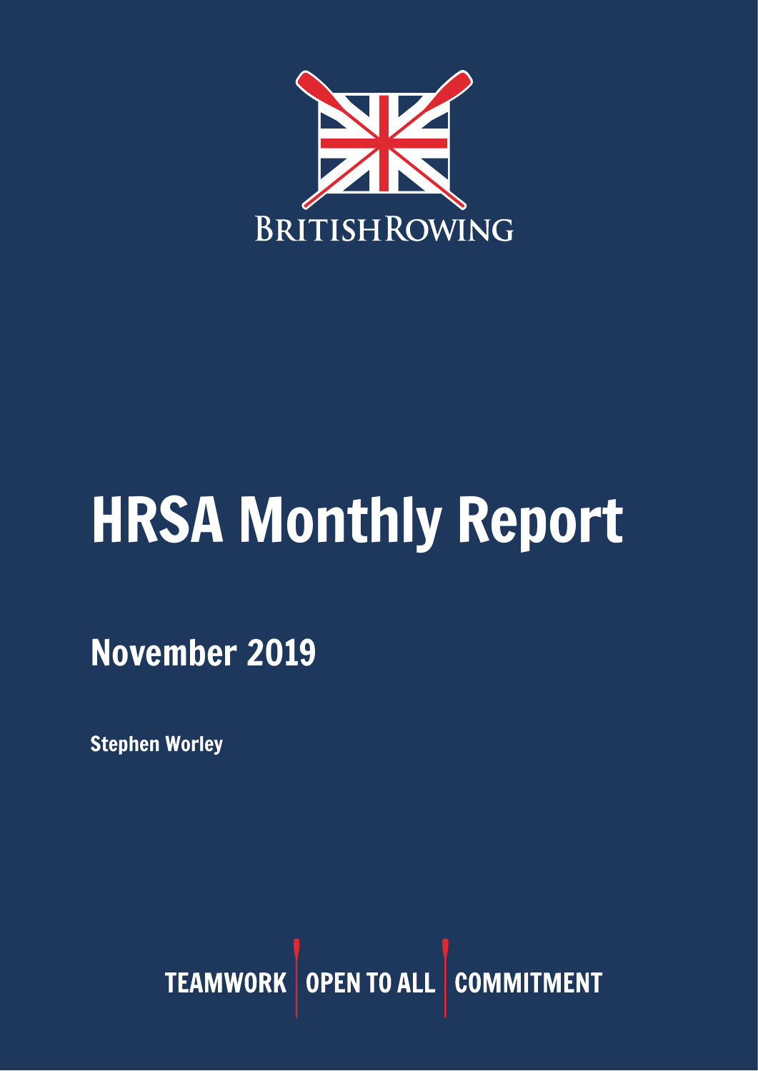BRITISHROWING

# HRSA Monthly Report

## November 2019

**Stephen Worley**

TEAMWORK | OPEN TO ALL | COMMITMENT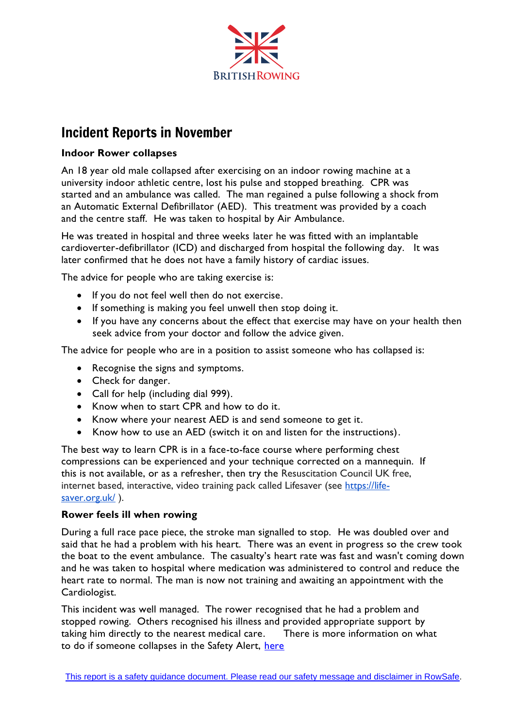## Incident Reports in November

**Indoor Rower collapses**

An 18 year old male collapsed after exercising on an indoor rowing machine at a university indoor athletic centre, lost his pulse and stopped breathing. CPR was started and an ambulance was called. The man regained a pulse following a shock from an Automatic External Defibrillator (AED). This treatment was provided by a coach and the centre staff. He was taken to hospital by Air Ambulance.

He was treated in hospital and three weeks later he was fitted with an implantable cardioverter-defibrillator (ICD) and discharged from hospital the following day. It was later confirmed that he does not have a family history of cardiac issues.

The advice for people who are taking exercise is:

- If you do not feel well then do not exercise.
- If something is making you feel unwell then stop doing it.
- If you have any concerns about the effect that exercise may have on your health then seek advice from your doctor and follow the advice given.

The advice for people who are in a position to assist someone who has collapsed is:

- Recognise the signs and symptoms.
- Check for danger.
- Call for help (including dial 999).
- Know when to start CPR and how to do it.
- Know where your nearest AED is and send someone to get it.
- Know how to use an AED (switch it on and listen for the instructions).

The best way to learn CPR is in a face-to-face course where performing chest compressions can be experienced and your technique corrected on a mannequin. If this is not available, or as a refresher, then try the Resuscitation Council UK free, internet based, interactive, video training pack called Lifesaver (see [https://life-saver.org.uk/](https://life-saver.org.uk/) ).

**Rower feels ill when rowing**

During a full race pace piece, the stroke man signalled to stop. He was doubled over and said that he had a problem with his heart. There was an event in progress so the crew took the boat to the event ambulance. The casualty's heart rate was fast and wasn't coming down and he was taken to hospital where medication was administered to control and reduce the heart rate to normal. The man is now not training and awaiting an appointment with the Cardiologist.

This incident was well managed. The rower recognised that he had a problem and stopped rowing. Others recognised his illness and provided appropriate support by taking him directly to the nearest medical care. There is more information on what to do if someone collapses in the Safety Alert, here

This report is a safety guidance document. Please read our safety message and disclaimer in RowSafe.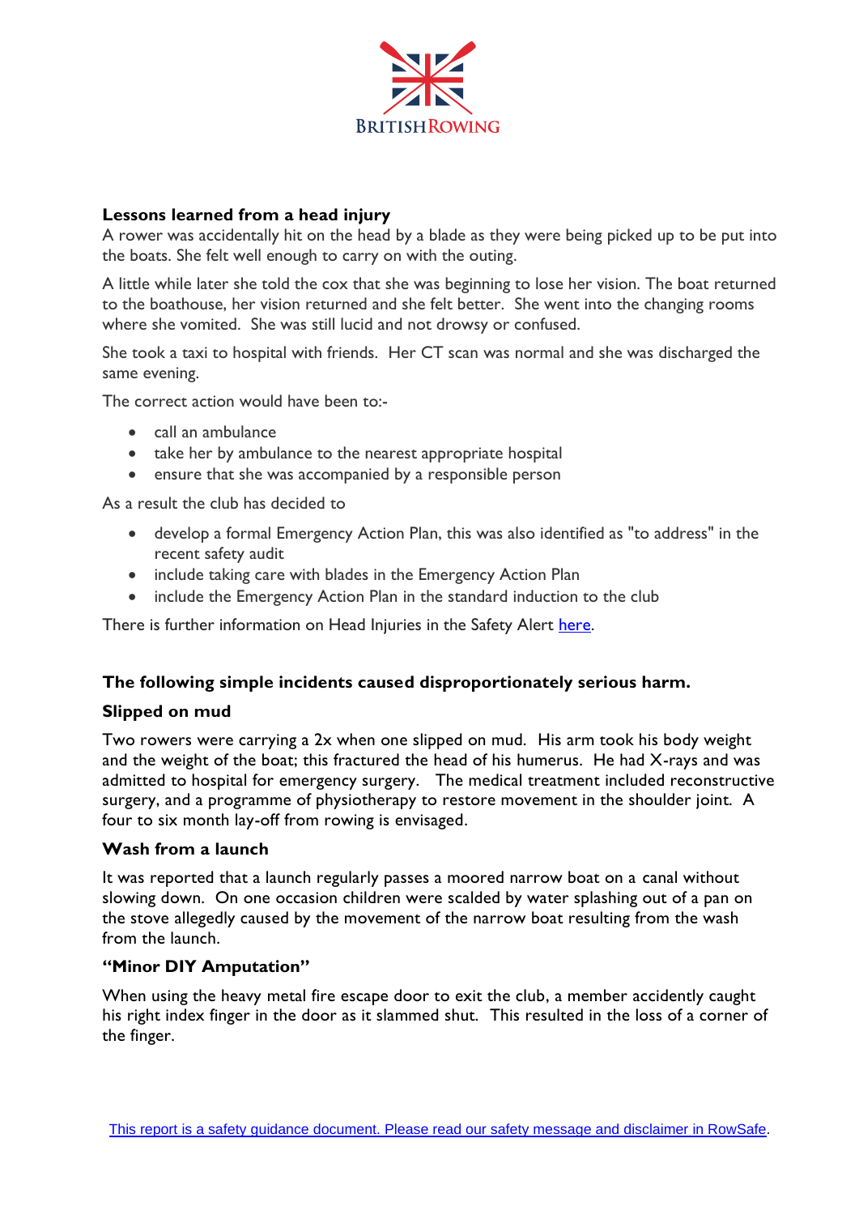**Lessons learned from a head injury**

A rower was accidentally hit on the head by a blade as they were being picked up to be put into the boats. She felt well enough to carry on with the outing.

A little while later she told the cox that she was beginning to lose her vision. The boat returned to the boathouse, her vision returned and she felt better. She went into the changing rooms where she vomited. She was still lucid and not drowsy or confused.

She took a taxi to hospital with friends. Her CT scan was normal and she was discharged the same evening.

The correct action would have been to:-

- call an ambulance
- take her by ambulance to the nearest appropriate hospital
- ensure that she was accompanied by a responsible person

As a result the club has decided to

- develop a formal Emergency Action Plan, this was also identified as "to address" in the recent safety audit
- include taking care with blades in the Emergency Action Plan
- include the Emergency Action Plan in the standard induction to the club

There is further information on Head Injuries in the Safety Alert here.

**The following simple incidents caused disproportionately serious harm.**

**Slipped on mud**

Two rowers were carrying a 2x when one slipped on mud. His arm took his body weight and the weight of the boat; this fractured the head of his humerus. He had X-rays and was admitted to hospital for emergency surgery. The medical treatment included reconstructive surgery, and a programme of physiotherapy to restore movement in the shoulder joint. A four to six month lay-off from rowing is envisaged.

**Wash from a launch**

It was reported that a launch regularly passes a moored narrow boat on a canal without slowing down. On one occasion children were scalded by water splashing out of a pan on the stove allegedly caused by the movement of the narrow boat resulting from the wash from the launch.

**"Minor DIY Amputation"**

When using the heavy metal fire escape door to exit the club, a member accidently caught his right index finger in the door as it slammed shut. This resulted in the loss of a corner of the finger.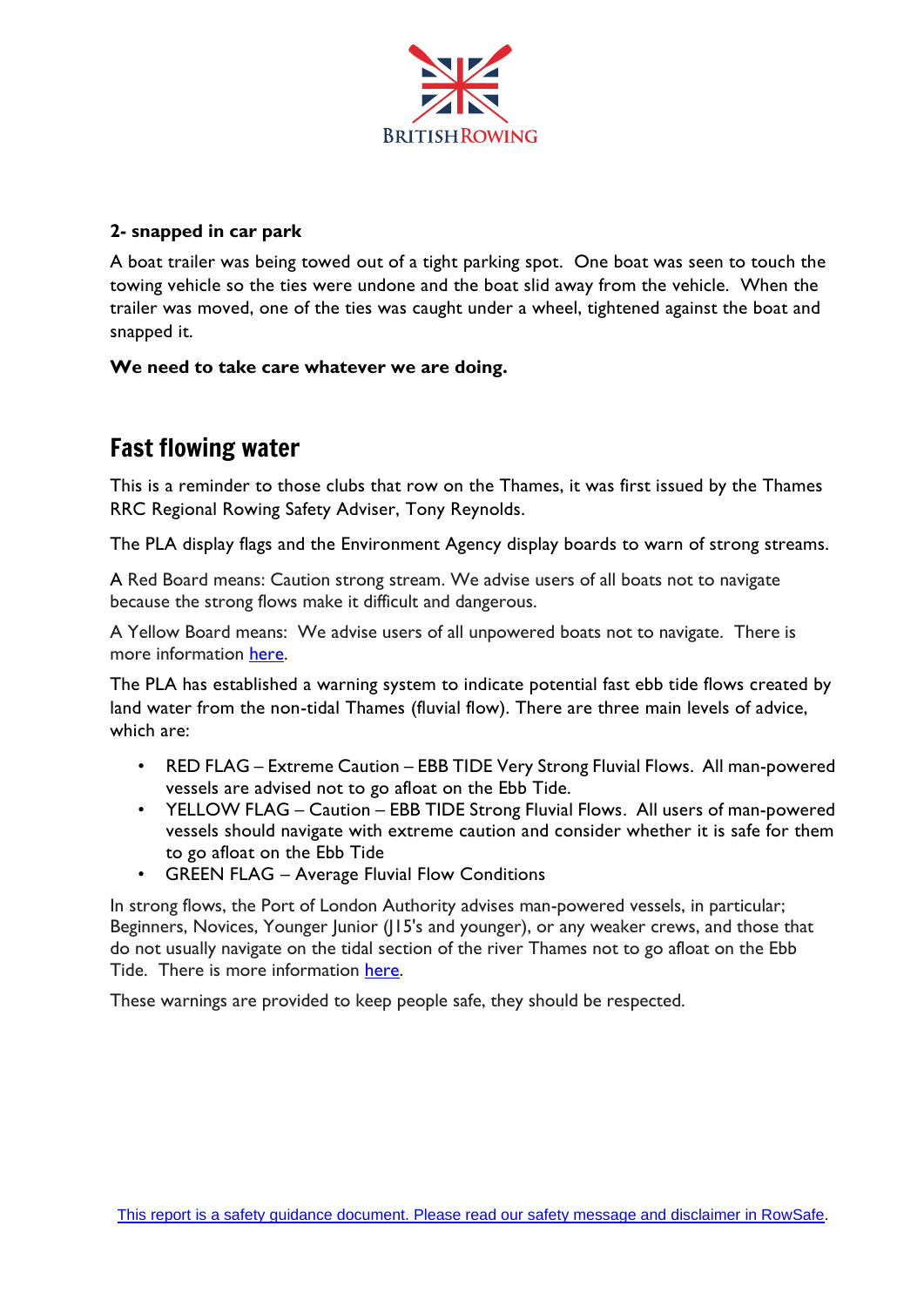**2- snapped in car park**

A boat trailer was being towed out of a tight parking spot. One boat was seen to touch the towing vehicle so the ties were undone and the boat slid away from the vehicle. When the trailer was moved, one of the ties was caught under a wheel, tightened against the boat and snapped it.

**We need to take care whatever we are doing.**

## Fast flowing water

This is a reminder to those clubs that row on the Thames, it was first issued by the Thames RRC Regional Rowing Safety Adviser, Tony Reynolds.

The PLA display flags and the Environment Agency display boards to warn of strong streams.

A Red Board means: Caution strong stream. We advise users of all boats not to navigate because the strong flows make it difficult and dangerous.

A Yellow Board means: We advise users of all unpowered boats not to navigate. There is more information [here](here).

The PLA has established a warning system to indicate potential fast ebb tide flows created by land water from the non-tidal Thames (fluvial flow). There are three main levels of advice, which are:

- RED FLAG – Extreme Caution – EBB TIDE Very Strong Fluvial Flows. All man-powered vessels are advised not to go afloat on the Ebb Tide.
- YELLOW FLAG – Caution – EBB TIDE Strong Fluvial Flows. All users of man-powered vessels should navigate with extreme caution and consider whether it is safe for them to go afloat on the Ebb Tide
- GREEN FLAG – Average Fluvial Flow Conditions

In strong flows, the Port of London Authority advises man-powered vessels, in particular; Beginners, Novices, Younger Junior (J15's and younger), or any weaker crews, and those that do not usually navigate on the tidal section of the river Thames not to go afloat on the Ebb Tide. There is more information [here](here).

These warnings are provided to keep people safe, they should be respected.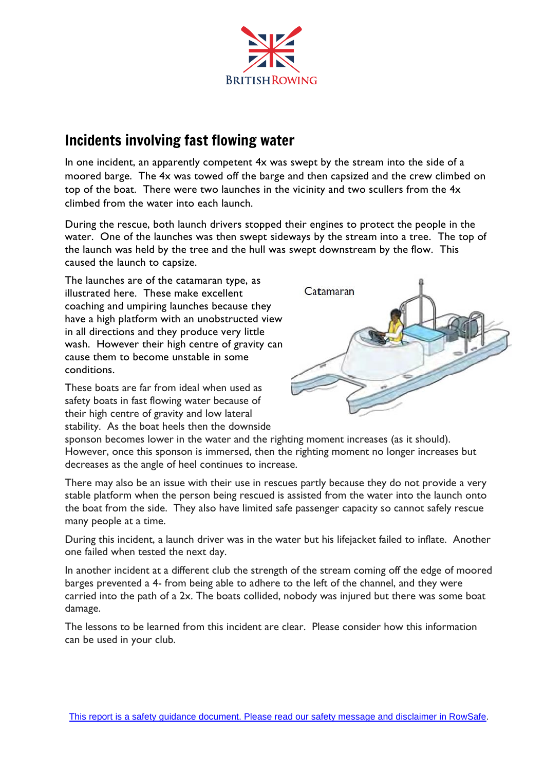## Incidents involving fast flowing water

In one incident, an apparently competent 4x was swept by the stream into the side of a moored barge. The 4x was towed off the barge and then capsized and the crew climbed on top of the boat. There were two launches in the vicinity and two scullers from the 4x climbed from the water into each launch.

During the rescue, both launch drivers stopped their engines to protect the people in the water. One of the launches was then swept sideways by the stream into a tree. The top of the launch was held by the tree and the hull was swept downstream by the flow. This caused the launch to capsize.

The launches are of the catamaran type, as illustrated here. These make excellent coaching and umpiring launches because they have a high platform with an unobstructed view in all directions and they produce very little wash. However their high centre of gravity can cause them to become unstable in some conditions.

Catamaran

These boats are far from ideal when used as safety boats in fast flowing water because of their high centre of gravity and low lateral stability. As the boat heels then the downside sponson becomes lower in the water and the righting moment increases (as it should). However, once this sponson is immersed, then the righting moment no longer increases but decreases as the angle of heel continues to increase.

There may also be an issue with their use in rescues partly because they do not provide a very stable platform when the person being rescued is assisted from the water into the launch onto the boat from the side. They also have limited safe passenger capacity so cannot safely rescue many people at a time.

During this incident, a launch driver was in the water but his lifejacket failed to inflate. Another one failed when tested the next day.

In another incident at a different club the strength of the stream coming off the edge of moored barges prevented a 4- from being able to adhere to the left of the channel, and they were carried into the path of a 2x. The boats collided, nobody was injured but there was some boat damage.

The lessons to be learned from this incident are clear. Please consider how this information can be used in your club.

This report is a safety guidance document. Please read our safety message and disclaimer in RowSafe.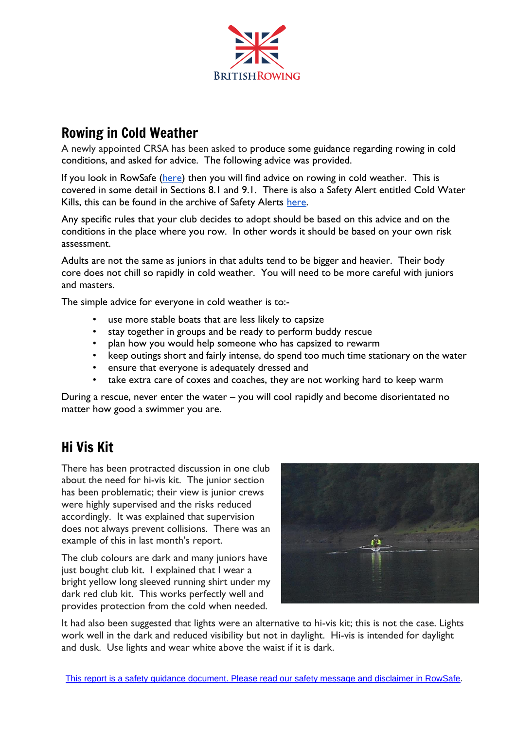## Rowing in Cold Weather

A newly appointed CRSA has been asked to produce some guidance regarding rowing in cold conditions, and asked for advice. The following advice was provided.

If you look in RowSafe (here) then you will find advice on rowing in cold weather. This is covered in some detail in Sections 8.1 and 9.1. There is also a Safety Alert entitled Cold Water Kills, this can be found in the archive of Safety Alerts here.

Any specific rules that your club decides to adopt should be based on this advice and on the conditions in the place where you row. In other words it should be based on your own risk assessment.

Adults are not the same as juniors in that adults tend to be bigger and heavier. Their body core does not chill so rapidly in cold weather. You will need to be more careful with juniors and masters.

The simple advice for everyone in cold weather is to:-

- use more stable boats that are less likely to capsize
- stay together in groups and be ready to perform buddy rescue
- plan how you would help someone who has capsized to rewarm
- keep outings short and fairly intense, do spend too much time stationary on the water
- ensure that everyone is adequately dressed and
- take extra care of coxes and coaches, they are not working hard to keep warm

During a rescue, never enter the water – you will cool rapidly and become disorientated no matter how good a swimmer you are.

## Hi Vis Kit

There has been protracted discussion in one club about the need for hi-vis kit. The junior section has been problematic; their view is junior crews were highly supervised and the risks reduced accordingly. It was explained that supervision does not always prevent collisions. There was an example of this in last month's report.

The club colours are dark and many juniors have just bought club kit. I explained that I wear a bright yellow long sleeved running shirt under my dark red club kit. This works perfectly well and provides protection from the cold when needed.

It had also been suggested that lights were an alternative to hi-vis kit; this is not the case. Lights work well in the dark and reduced visibility but not in daylight. Hi-vis is intended for daylight and dusk. Use lights and wear white above the waist if it is dark.

This report is a safety guidance document. Please read our safety message and disclaimer in RowSafe.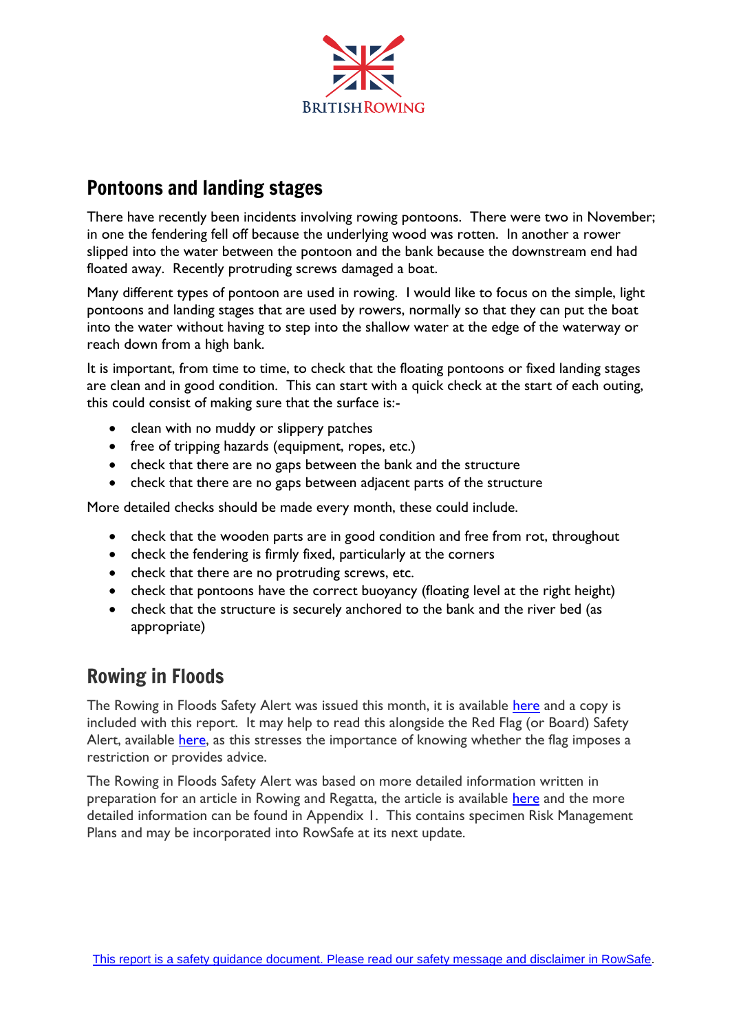## Pontoons and landing stages

There have recently been incidents involving rowing pontoons. There were two in November; in one the fendering fell off because the underlying wood was rotten. In another a rower slipped into the water between the pontoon and the bank because the downstream end had floated away. Recently protruding screws damaged a boat.

Many different types of pontoon are used in rowing. I would like to focus on the simple, light pontoons and landing stages that are used by rowers, normally so that they can put the boat into the water without having to step into the shallow water at the edge of the waterway or reach down from a high bank.

It is important, from time to time, to check that the floating pontoons or fixed landing stages are clean and in good condition. This can start with a quick check at the start of each outing, this could consist of making sure that the surface is:-

- clean with no muddy or slippery patches
- free of tripping hazards (equipment, ropes, etc.)
- check that there are no gaps between the bank and the structure
- check that there are no gaps between adjacent parts of the structure

More detailed checks should be made every month, these could include.

- check that the wooden parts are in good condition and free from rot, throughout
- check the fendering is firmly fixed, particularly at the corners
- check that there are no protruding screws, etc.
- check that pontoons have the correct buoyancy (floating level at the right height)
- check that the structure is securely anchored to the bank and the river bed (as appropriate)

## Rowing in Floods

The Rowing in Floods Safety Alert was issued this month, it is available here and a copy is included with this report. It may help to read this alongside the Red Flag (or Board) Safety Alert, available here, as this stresses the importance of knowing whether the flag imposes a restriction or provides advice.

The Rowing in Floods Safety Alert was based on more detailed information written in preparation for an article in Rowing and Regatta, the article is available here and the more detailed information can be found in Appendix 1. This contains specimen Risk Management Plans and may be incorporated into RowSafe at its next update.

This report is a safety guidance document. Please read our safety message and disclaimer in RowSafe.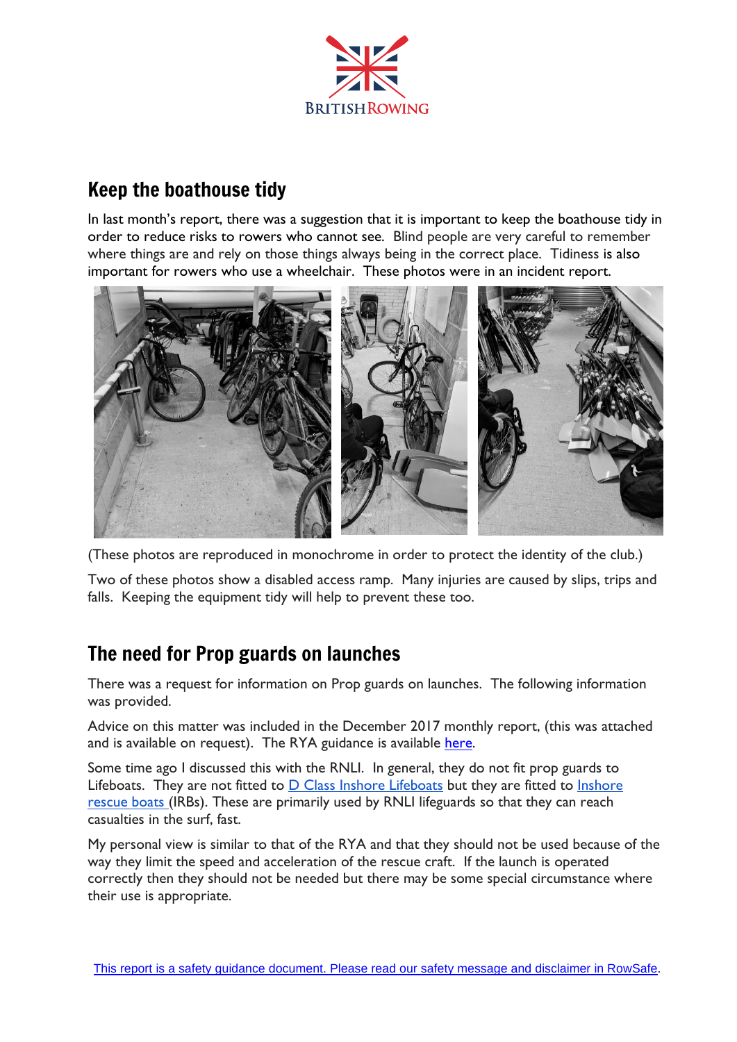## Keep the boathouse tidy

In last month's report, there was a suggestion that it is important to keep the boathouse tidy in order to reduce risks to rowers who cannot see. Blind people are very careful to remember where things are and rely on those things always being in the correct place. Tidiness is also important for rowers who use a wheelchair. These photos were in an incident report.

(These photos are reproduced in monochrome in order to protect the identity of the club.)

Two of these photos show a disabled access ramp. Many injuries are caused by slips, trips and falls. Keeping the equipment tidy will help to prevent these too.

## The need for Prop guards on launches

There was a request for information on Prop guards on launches. The following information was provided.

Advice on this matter was included in the December 2017 monthly report, (this was attached and is available on request). The RYA guidance is available here.

Some time ago I discussed this with the RNLI. In general, they do not fit prop guards to Lifeboats. They are not fitted to D Class Inshore Lifeboats but they are fitted to Inshore rescue boats (IRBs). These are primarily used by RNLI lifeguards so that they can reach casualties in the surf, fast.

My personal view is similar to that of the RYA and that they should not be used because of the way they limit the speed and acceleration of the rescue craft. If the launch is operated correctly then they should not be needed but there may be some special circumstance where their use is appropriate.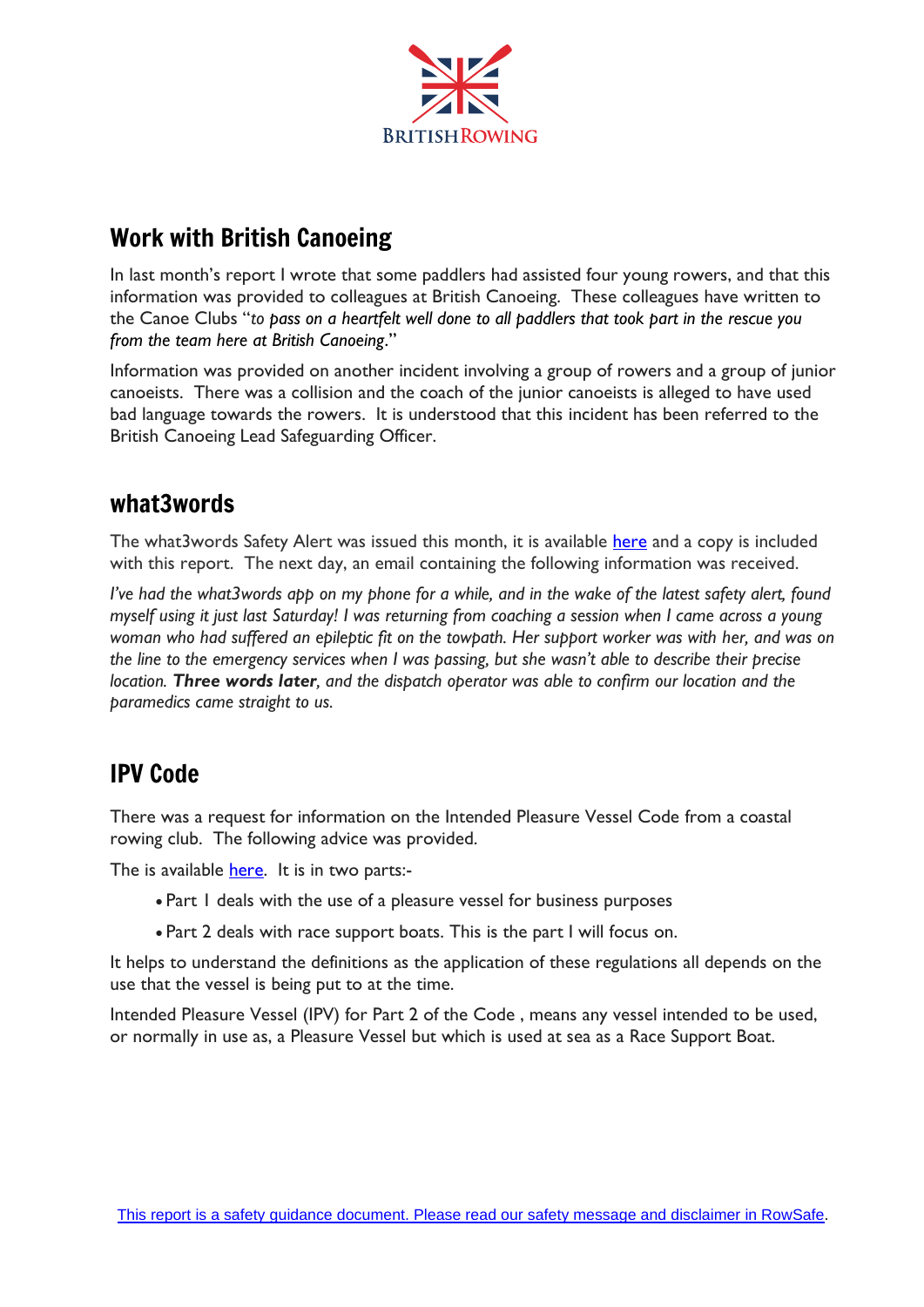## Work with British Canoeing

In last month's report I wrote that some paddlers had assisted four young rowers, and that this information was provided to colleagues at British Canoeing. These colleagues have written to the Canoe Clubs "*to pass on a heartfelt well done to all paddlers that took part in the rescue you from the team here at British Canoeing*."

Information was provided on another incident involving a group of rowers and a group of junior canoeists. There was a collision and the coach of the junior canoeists is alleged to have used bad language towards the rowers. It is understood that this incident has been referred to the British Canoeing Lead Safeguarding Officer.

## what3words

The what3words Safety Alert was issued this month, it is available here and a copy is included with this report. The next day, an email containing the following information was received.

*I've had the what3words app on my phone for a while, and in the wake of the latest safety alert, found myself using it just last Saturday! I was returning from coaching a session when I came across a young woman who had suffered an epileptic fit on the towpath. Her support worker was with her, and was on the line to the emergency services when I was passing, but she wasn't able to describe their precise location.* ***Three words later****, and the dispatch operator was able to confirm our location and the paramedics came straight to us.*

## IPV Code

There was a request for information on the Intended Pleasure Vessel Code from a coastal rowing club. The following advice was provided.

The is available here. It is in two parts:-

- Part 1 deals with the use of a pleasure vessel for business purposes
- Part 2 deals with race support boats. This is the part I will focus on.

It helps to understand the definitions as the application of these regulations all depends on the use that the vessel is being put to at the time.

Intended Pleasure Vessel (IPV) for Part 2 of the Code , means any vessel intended to be used, or normally in use as, a Pleasure Vessel but which is used at sea as a Race Support Boat.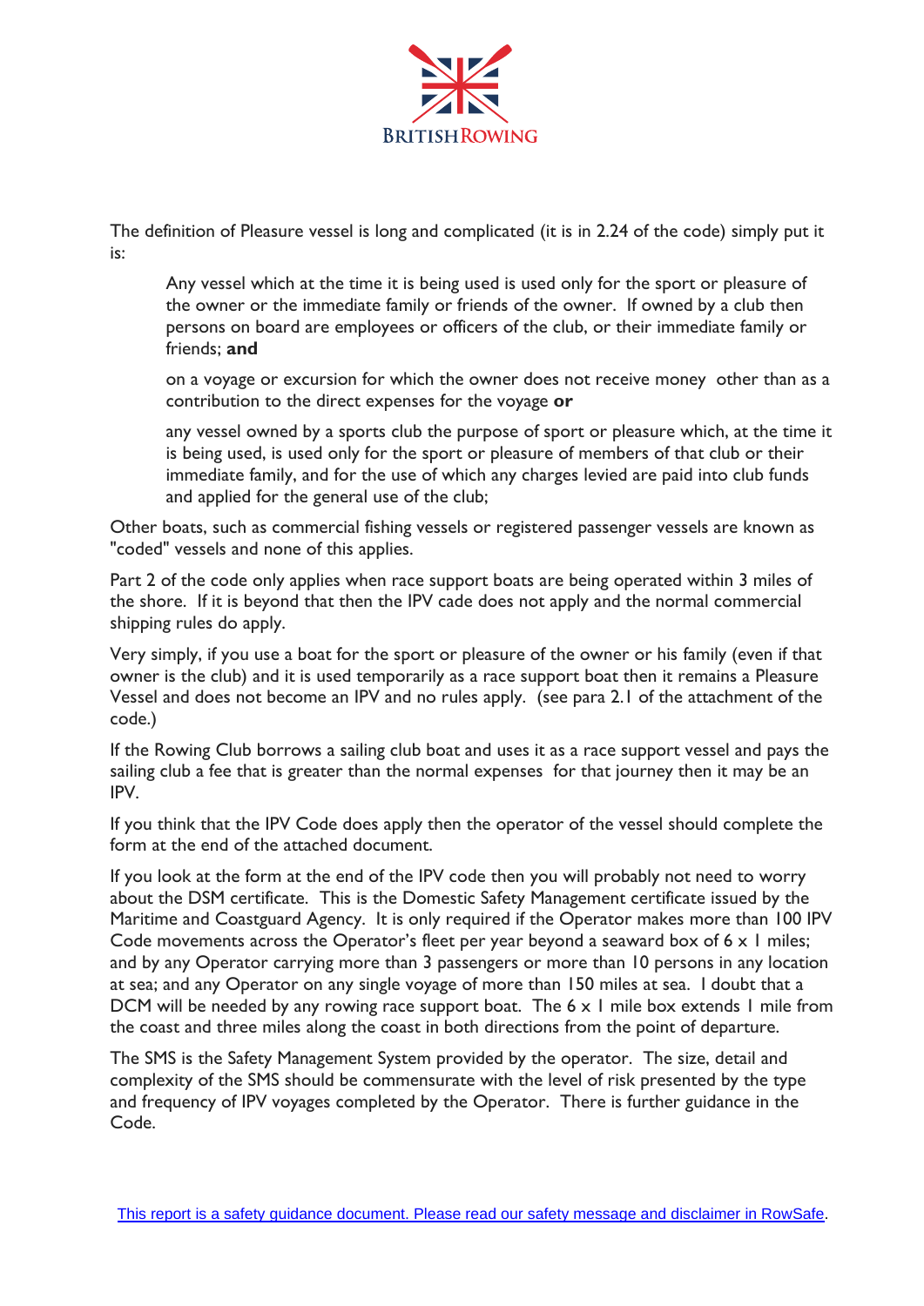The definition of Pleasure vessel is long and complicated (it is in 2.24 of the code) simply put it is:

> Any vessel which at the time it is being used is used only for the sport or pleasure of the owner or the immediate family or friends of the owner. If owned by a club then persons on board are employees or officers of the club, or their immediate family or friends; **and**
>
> on a voyage or excursion for which the owner does not receive money other than as a contribution to the direct expenses for the voyage **or**
>
> any vessel owned by a sports club the purpose of sport or pleasure which, at the time it is being used, is used only for the sport or pleasure of members of that club or their immediate family, and for the use of which any charges levied are paid into club funds and applied for the general use of the club;

Other boats, such as commercial fishing vessels or registered passenger vessels are known as "coded" vessels and none of this applies.

Part 2 of the code only applies when race support boats are being operated within 3 miles of the shore. If it is beyond that then the IPV cade does not apply and the normal commercial shipping rules do apply.

Very simply, if you use a boat for the sport or pleasure of the owner or his family (even if that owner is the club) and it is used temporarily as a race support boat then it remains a Pleasure Vessel and does not become an IPV and no rules apply. (see para 2.1 of the attachment of the code.)

If the Rowing Club borrows a sailing club boat and uses it as a race support vessel and pays the sailing club a fee that is greater than the normal expenses for that journey then it may be an IPV.

If you think that the IPV Code does apply then the operator of the vessel should complete the form at the end of the attached document.

If you look at the form at the end of the IPV code then you will probably not need to worry about the DSM certificate. This is the Domestic Safety Management certificate issued by the Maritime and Coastguard Agency. It is only required if the Operator makes more than 100 IPV Code movements across the Operator's fleet per year beyond a seaward box of 6 x 1 miles; and by any Operator carrying more than 3 passengers or more than 10 persons in any location at sea; and any Operator on any single voyage of more than 150 miles at sea. I doubt that a DCM will be needed by any rowing race support boat. The 6 x 1 mile box extends 1 mile from the coast and three miles along the coast in both directions from the point of departure.

The SMS is the Safety Management System provided by the operator. The size, detail and complexity of the SMS should be commensurate with the level of risk presented by the type and frequency of IPV voyages completed by the Operator. There is further guidance in the Code.

This report is a safety guidance document. Please read our safety message and disclaimer in RowSafe.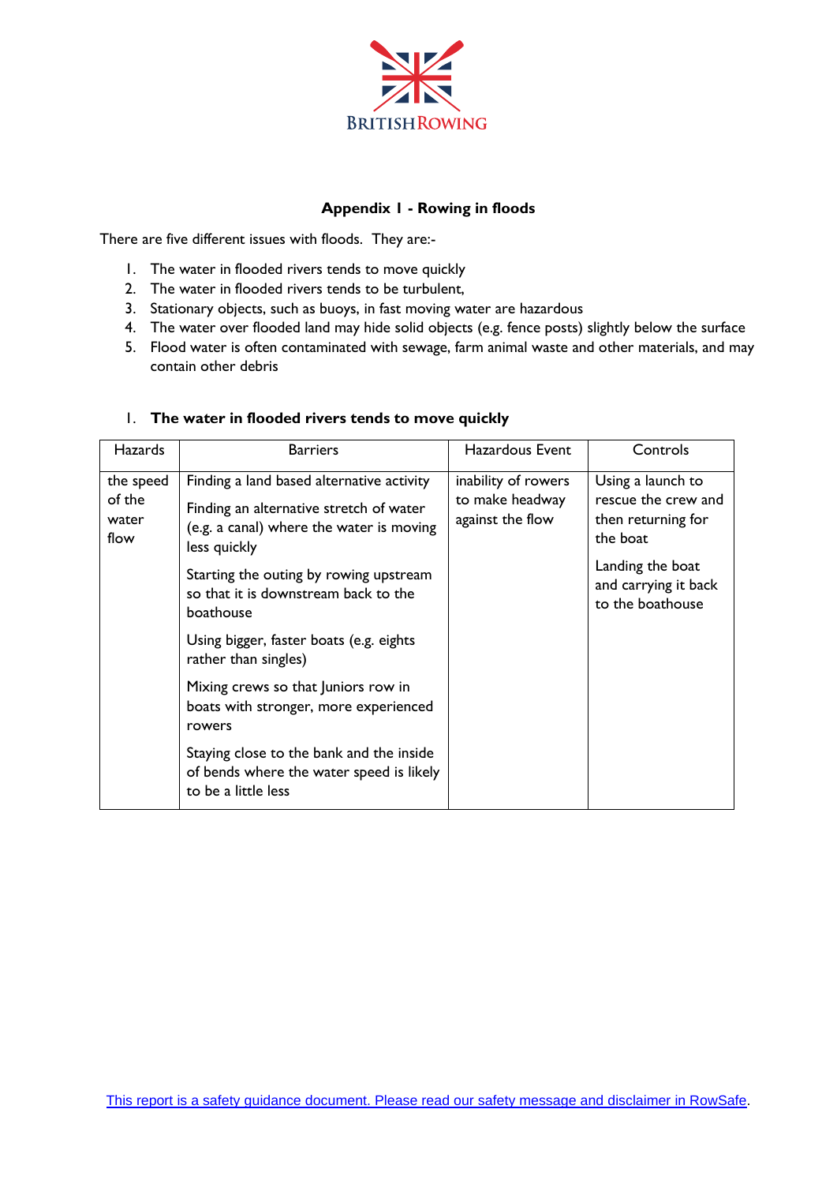BRITISH ROWING

## Appendix 1 - Rowing in floods

There are five different issues with floods. They are:-

1. The water in flooded rivers tends to move quickly
2. The water in flooded rivers tends to be turbulent,
3. Stationary objects, such as buoys, in fast moving water are hazardous
4. The water over flooded land may hide solid objects (e.g. fence posts) slightly below the surface
5. Flood water is often contaminated with sewage, farm animal waste and other materials, and may contain other debris

### 1. The water in flooded rivers tends to move quickly

| Hazards | Barriers | Hazardous Event | Controls |
|---|---|---|---|
| the speed of the water flow | Finding a land based alternative activity<br><br>Finding an alternative stretch of water (e.g. a canal) where the water is moving less quickly<br><br>Starting the outing by rowing upstream so that it is downstream back to the boathouse<br><br>Using bigger, faster boats (e.g. eights rather than singles)<br><br>Mixing crews so that Juniors row in boats with stronger, more experienced rowers<br><br>Staying close to the bank and the inside of bends where the water speed is likely to be a little less | inability of rowers to make headway against the flow | Using a launch to rescue the crew and then returning for the boat<br><br>Landing the boat and carrying it back to the boathouse |

This report is a safety guidance document. Please read our safety message and disclaimer in RowSafe.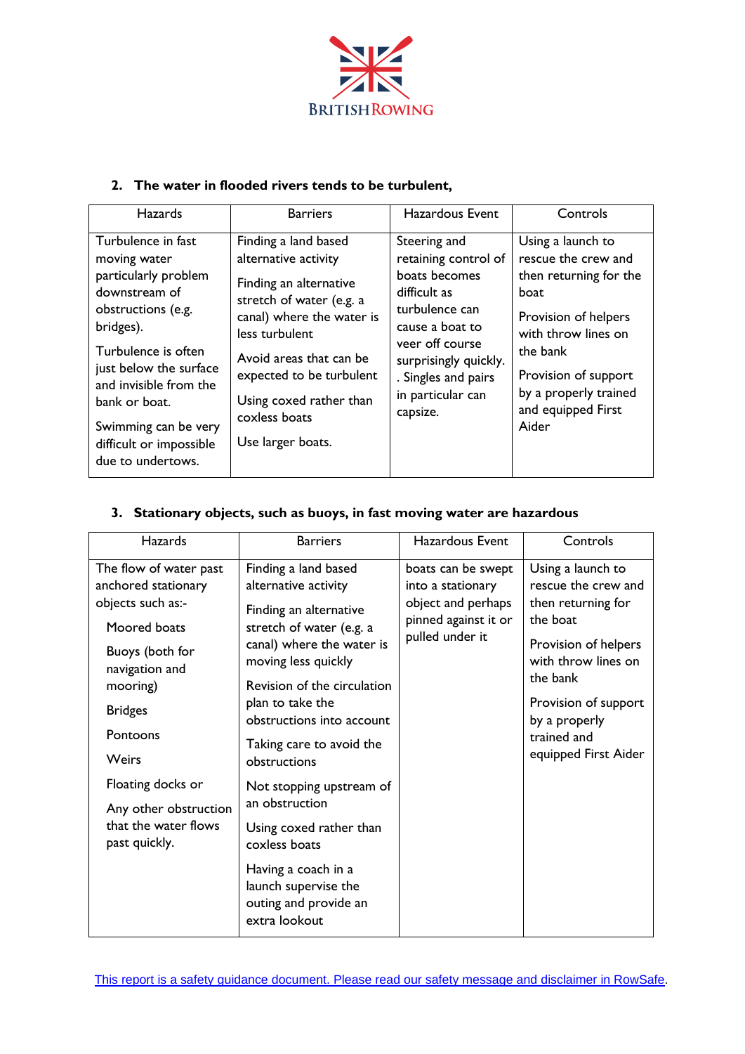**2. The water in flooded rivers tends to be turbulent,**

| Hazards | Barriers | Hazardous Event | Controls |
|---|---|---|---|
| Turbulence in fast moving water particularly problem downstream of obstructions (e.g. bridges).<br><br>Turbulence is often just below the surface and invisible from the bank or boat.<br><br>Swimming can be very difficult or impossible due to undertows. | Finding a land based alternative activity<br><br>Finding an alternative stretch of water (e.g. a canal) where the water is less turbulent<br><br>Avoid areas that can be expected to be turbulent<br><br>Using coxed rather than coxless boats<br><br>Use larger boats. | Steering and retaining control of boats becomes difficult as turbulence can cause a boat to veer off course surprisingly quickly. . Singles and pairs in particular can capsize. | Using a launch to rescue the crew and then returning for the boat<br><br>Provision of helpers with throw lines on the bank<br><br>Provision of support by a properly trained and equipped First Aider |

**3. Stationary objects, such as buoys, in fast moving water are hazardous**

| Hazards | Barriers | Hazardous Event | Controls |
|---|---|---|---|
| The flow of water past anchored stationary objects such as:-<br><br>Moored boats<br><br>Buoys (both for navigation and mooring)<br><br>Bridges<br><br>Pontoons<br><br>Weirs<br><br>Floating docks or<br><br>Any other obstruction that the water flows past quickly. | Finding a land based alternative activity<br><br>Finding an alternative stretch of water (e.g. a canal) where the water is moving less quickly<br><br>Revision of the circulation plan to take the obstructions into account<br><br>Taking care to avoid the obstructions<br><br>Not stopping upstream of an obstruction<br><br>Using coxed rather than coxless boats<br><br>Having a coach in a launch supervise the outing and provide an extra lookout | boats can be swept into a stationary object and perhaps pinned against it or pulled under it | Using a launch to rescue the crew and then returning for the boat<br><br>Provision of helpers with throw lines on the bank<br><br>Provision of support by a properly trained and equipped First Aider |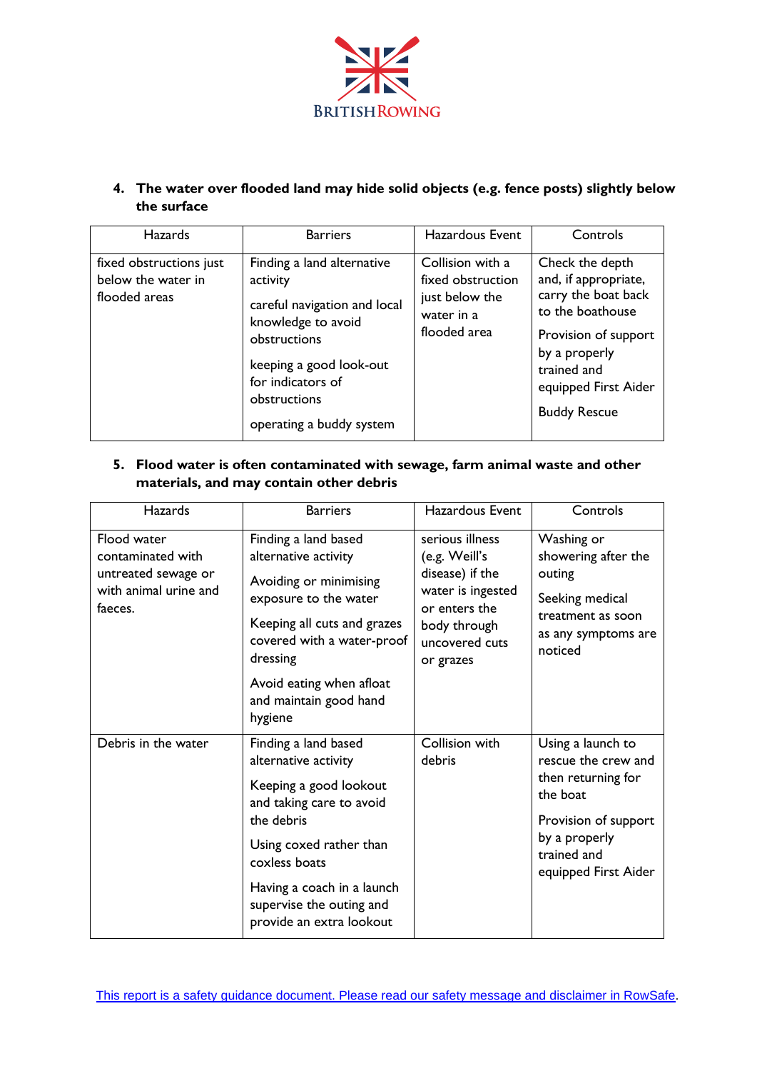4. **The water over flooded land may hide solid objects (e.g. fence posts) slightly below the surface**

| Hazards | Barriers | Hazardous Event | Controls |
|---|---|---|---|
| fixed obstructions just below the water in flooded areas | Finding a land alternative activity<br>careful navigation and local knowledge to avoid obstructions<br>keeping a good look-out for indicators of obstructions<br>operating a buddy system | Collision with a fixed obstruction just below the water in a flooded area | Check the depth and, if appropriate, carry the boat back to the boathouse<br>Provision of support by a properly trained and equipped First Aider<br>Buddy Rescue |

5. **Flood water is often contaminated with sewage, farm animal waste and other materials, and may contain other debris**

| Hazards | Barriers | Hazardous Event | Controls |
|---|---|---|---|
| Flood water contaminated with untreated sewage or with animal urine and faeces. | Finding a land based alternative activity<br>Avoiding or minimising exposure to the water<br>Keeping all cuts and grazes covered with a water-proof dressing<br>Avoid eating when afloat and maintain good hand hygiene | serious illness (e.g. Weill's disease) if the water is ingested or enters the body through uncovered cuts or grazes | Washing or showering after the outing<br>Seeking medical treatment as soon as any symptoms are noticed |
| Debris in the water | Finding a land based alternative activity<br>Keeping a good lookout and taking care to avoid the debris<br>Using coxed rather than coxless boats<br>Having a coach in a launch supervise the outing and provide an extra lookout | Collision with debris | Using a launch to rescue the crew and then returning for the boat<br>Provision of support by a properly trained and equipped First Aider |

This report is a safety guidance document. Please read our safety message and disclaimer in RowSafe.